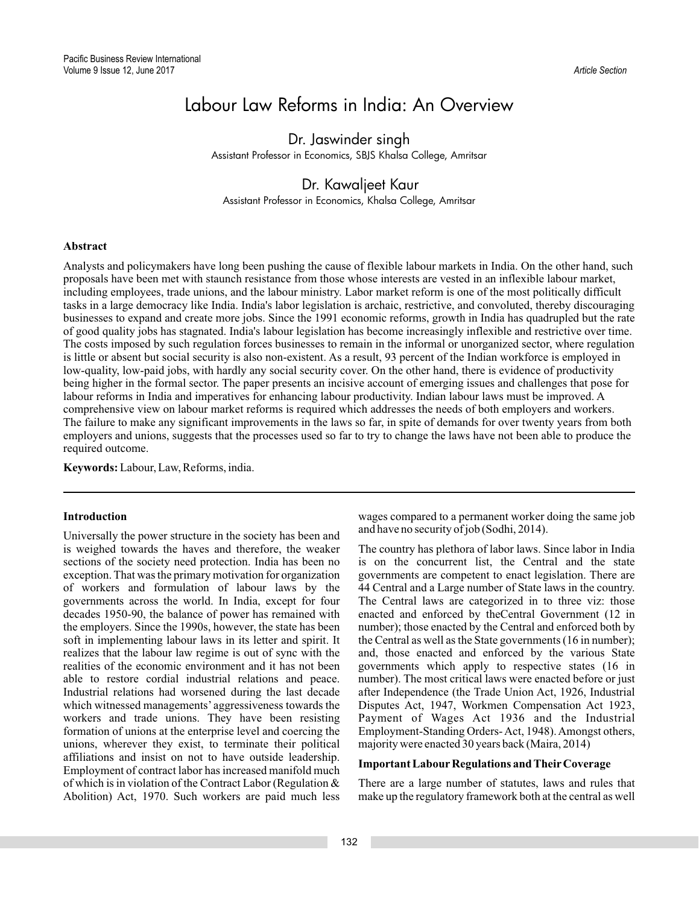# Labour Law Reforms in India: An Overview

Dr. Jaswinder singh

Assistant Professor in Economics, SBJS Khalsa College, Amritsar

Dr. Kawaljeet Kaur

Assistant Professor in Economics, Khalsa College, Amritsar

## Abstract

Analysts and policymakers have long been pushing the cause of flexible labour markets in India. On the other hand, such proposals have been met with staunch resistance from those whose interests are vested in an inflexible labour market, including employees, trade unions, and the labour ministry. Labor market reform is one of the most politically difficult tasks in a large democracy like India. India's labor legislation is archaic, restrictive, and convoluted, thereby discouraging businesses to expand and create more jobs. Since the 1991 economic reforms, growth in India has quadrupled but the rate of good quality jobs has stagnated. India's labour legislation has become increasingly inflexible and restrictive over time. The costs imposed by such regulation forces businesses to remain in the informal or unorganized sector, where regulation is little or absent but social security is also non-existent. As a result, 93 percent of the Indian workforce is employed in low-quality, low-paid jobs, with hardly any social security cover. On the other hand, there is evidence of productivity being higher in the formal sector. The paper presents an incisive account of emerging issues and challenges that pose for labour reforms in India and imperatives for enhancing labour productivity. Indian labour laws must be improved. A comprehensive view on labour market reforms is required which addresses the needs of both employers and workers. The failure to make any significant improvements in the laws so far, in spite of demands for over twenty years from both employers and unions, suggests that the processes used so far to try to change the laws have not been able to produce the required outcome.

**Keywords:** Labour, Law, Reforms, india.

## Introduction

Universally the power structure in the society has been and is weighed towards the haves and therefore, the weaker sections of the society need protection. India has been no exception. That was the primary motivation for organization of workers and formulation of labour laws by the governments across the world. In India, except for four decades 1950-90, the balance of power has remained with the employers. Since the 1990s, however, the state has been soft in implementing labour laws in its letter and spirit. It realizes that the labour law regime is out of sync with the realities of the economic environment and it has not been able to restore cordial industrial relations and peace. Industrial relations had worsened during the last decade which witnessed managements' aggressiveness towards the workers and trade unions. They have been resisting formation of unions at the enterprise level and coercing the unions, wherever they exist, to terminate their political affiliations and insist on not to have outside leadership. Employment of contract labor has increased manifold much of which is in violation of the Contract Labor (Regulation & Abolition) Act, 1970. Such workers are paid much less wages compared to a permanent worker doing the same job and have no security of job (Sodhi, 2014).

The country has plethora of labor laws. Since labor in India is on the concurrent list, the Central and the state governments are competent to enact legislation. There are 44 Central and a Large number of State laws in the country. The Central laws are categorized in to three viz: those enacted and enforced by theCentral Government (12 in number); those enacted by the Central and enforced both by the Central as well as the State governments (16 in number); and, those enacted and enforced by the various State governments which apply to respective states (16 in number). The most critical laws were enacted before or just after Independence (the Trade Union Act, 1926, Industrial Disputes Act, 1947, Workmen Compensation Act 1923, Payment of Wages Act 1936 and the Industrial Employment-Standing Orders- Act, 1948). Amongst others, majority were enacted 30 years back (Maira, 2014)

### Important Labour Regulations and Their Coverage

There are a large number of statutes, laws and rules that make up the regulatory framework both at the central as well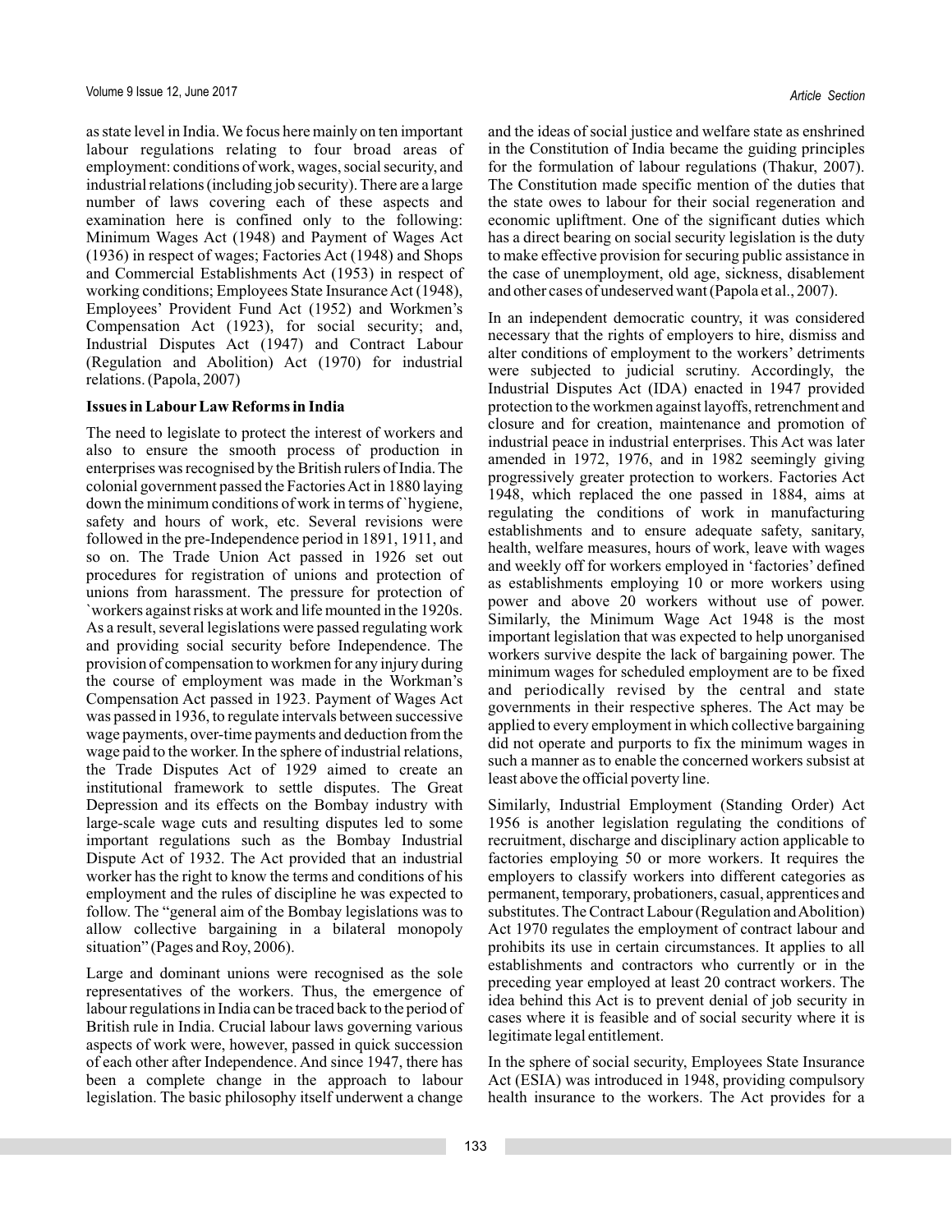as state level in India. We focus here mainly on ten important labour regulations relating to four broad areas of employment: conditions of work, wages, social security, and industrial relations (including job security). There are a large number of laws covering each of these aspects and examination here is confined only to the following: Minimum Wages Act (1948) and Payment of Wages Act (1936) in respect of wages; Factories Act (1948) and Shops and Commercial Establishments Act (1953) in respect of working conditions; Employees State Insurance Act (1948), Employees' Provident Fund Act (1952) and Workmen's Compensation Act (1923), for social security; and, Industrial Disputes Act (1947) and Contract Labour (Regulation and Abolition) Act (1970) for industrial relations. (Papola, 2007)

**Issues in Labour Law Reforms in India**

The need to legislate to protect the interest of workers and also to ensure the smooth process of production in enterprises was recognised by the British rulers of India. The colonial government passed the Factories Act in 1880 laying down the minimum conditions of work in terms of `hygiene, safety and hours of work, etc. Several revisions were followed in the pre-Independence period in 1891, 1911, and so on. The Trade Union Act passed in 1926 set out procedures for registration of unions and protection of unions from harassment. The pressure for protection of `workers against risks at work and life mounted in the 1920s. As a result, several legislations were passed regulating work and providing social security before Independence. The provision of compensation to workmen for any injury during the course of employment was made in the Workman's Compensation Act passed in 1923. Payment of Wages Act was passed in 1936, to regulate intervals between successive wage payments, over-time payments and deduction from the wage paid to the worker. In the sphere of industrial relations, the Trade Disputes Act of 1929 aimed to create an institutional framework to settle disputes. The Great Depression and its effects on the Bombay industry with large-scale wage cuts and resulting disputes led to some important regulations such as the Bombay Industrial Dispute Act of 1932. The Act provided that an industrial worker has the right to know the terms and conditions of his employment and the rules of discipline he was expected to follow. The "general aim of the Bombay legislations was to allow collective bargaining in a bilateral monopoly situation" (Pages and Roy, 2006).

Large and dominant unions were recognised as the sole representatives of the workers. Thus, the emergence of labour regulations in India can be traced back to the period of British rule in India. Crucial labour laws governing various aspects of work were, however, passed in quick succession of each other after Independence. And since 1947, there has been a complete change in the approach to labour legislation. The basic philosophy itself underwent a change and the ideas of social justice and welfare state as enshrined in the Constitution of India became the guiding principles for the formulation of labour regulations (Thakur, 2007). The Constitution made specific mention of the duties that the state owes to labour for their social regeneration and economic upliftment. One of the significant duties which has a direct bearing on social security legislation is the duty to make effective provision for securing public assistance in the case of unemployment, old age, sickness, disablement and other cases of undeserved want (Papola et al., 2007).

In an independent democratic country, it was considered necessary that the rights of employers to hire, dismiss and alter conditions of employment to the workers' detriments were subjected to judicial scrutiny. Accordingly, the Industrial Disputes Act (IDA) enacted in 1947 provided protection to the workmen against layoffs, retrenchment and closure and for creation, maintenance and promotion of industrial peace in industrial enterprises. This Act was later amended in 1972, 1976, and in 1982 seemingly giving progressively greater protection to workers. Factories Act 1948, which replaced the one passed in 1884, aims at regulating the conditions of work in manufacturing establishments and to ensure adequate safety, sanitary, health, welfare measures, hours of work, leave with wages and weekly off for workers employed in 'factories' defined as establishments employing 10 or more workers using power and above 20 workers without use of power. Similarly, the Minimum Wage Act 1948 is the most important legislation that was expected to help unorganised workers survive despite the lack of bargaining power. The minimum wages for scheduled employment are to be fixed and periodically revised by the central and state governments in their respective spheres. The Act may be applied to every employment in which collective bargaining did not operate and purports to fix the minimum wages in such a manner as to enable the concerned workers subsist at least above the official poverty line.

Similarly, Industrial Employment (Standing Order) Act 1956 is another legislation regulating the conditions of recruitment, discharge and disciplinary action applicable to factories employing 50 or more workers. It requires the employers to classify workers into different categories as permanent, temporary, probationers, casual, apprentices and substitutes. The Contract Labour (Regulation and Abolition) Act 1970 regulates the employment of contract labour and prohibits its use in certain circumstances. It applies to all establishments and contractors who currently or in the preceding year employed at least 20 contract workers. The idea behind this Act is to prevent denial of job security in cases where it is feasible and of social security where it is legitimate legal entitlement.

In the sphere of social security, Employees State Insurance Act (ESIA) was introduced in 1948, providing compulsory health insurance to the workers. The Act provides for a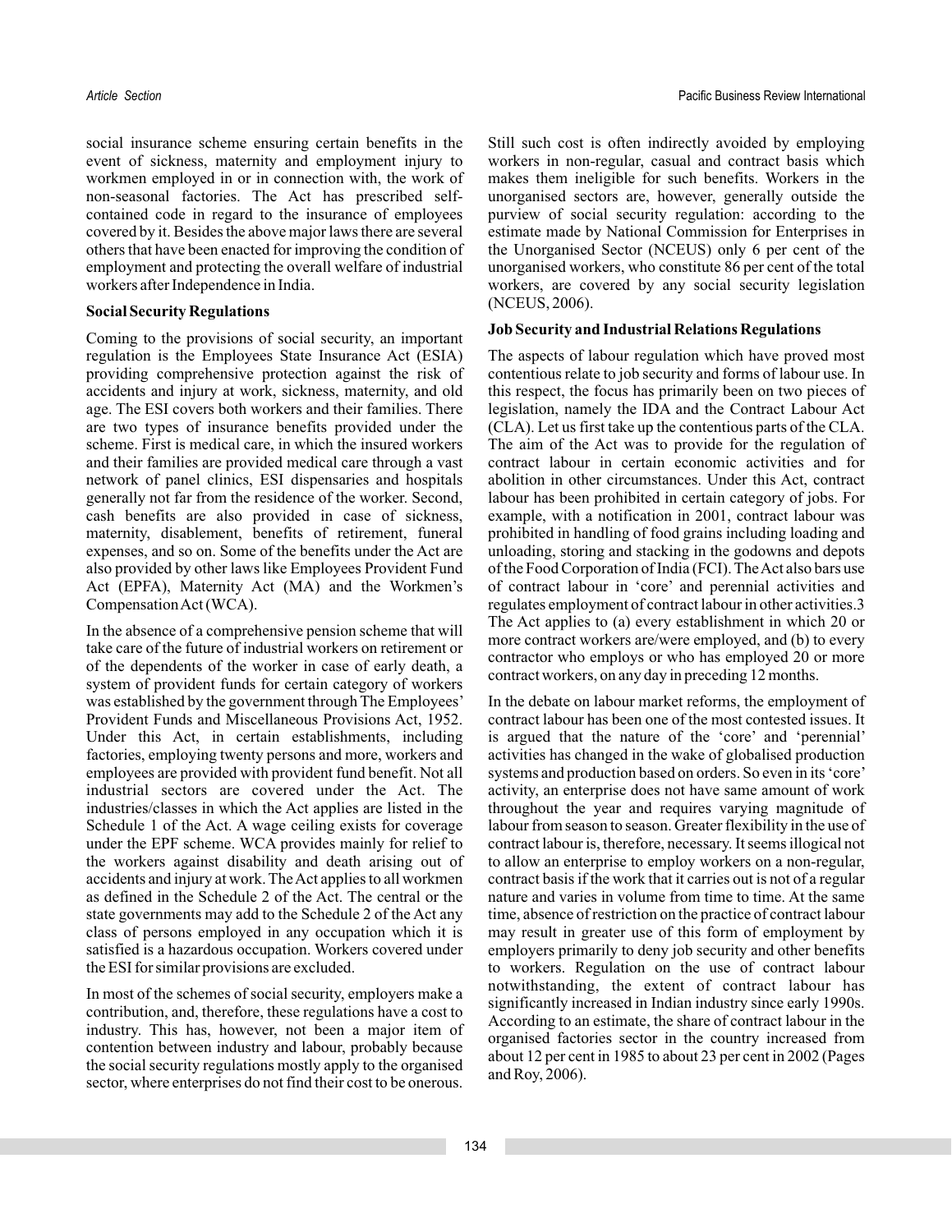social insurance scheme ensuring certain benefits in the event of sickness, maternity and employment injury to workmen employed in or in connection with, the work of non-seasonal factories. The Act has prescribed self-contained code in regard to the insurance of employees covered by it. Besides the above major laws there are several others that have been enacted for improving the condition of employment and protecting the overall welfare of industrial workers after Independence in India.

**Social Security Regulations**

Coming to the provisions of social security, an important regulation is the Employees State Insurance Act (ESIA) providing comprehensive protection against the risk of accidents and injury at work, sickness, maternity, and old age. The ESI covers both workers and their families. There are two types of insurance benefits provided under the scheme. First is medical care, in which the insured workers and their families are provided medical care through a vast network of panel clinics, ESI dispensaries and hospitals generally not far from the residence of the worker. Second, cash benefits are also provided in case of sickness, maternity, disablement, benefits of retirement, funeral expenses, and so on. Some of the benefits under the Act are also provided by other laws like Employees Provident Fund Act (EPFA), Maternity Act (MA) and the Workmen's Compensation Act (WCA).

In the absence of a comprehensive pension scheme that will take care of the future of industrial workers on retirement or of the dependents of the worker in case of early death, a system of provident funds for certain category of workers was established by the government through The Employees' Provident Funds and Miscellaneous Provisions Act, 1952. Under this Act, in certain establishments, including factories, employing twenty persons and more, workers and employees are provided with provident fund benefit. Not all industrial sectors are covered under the Act. The industries/classes in which the Act applies are listed in the Schedule 1 of the Act. A wage ceiling exists for coverage under the EPF scheme. WCA provides mainly for relief to the workers against disability and death arising out of accidents and injury at work. The Act applies to all workmen as defined in the Schedule 2 of the Act. The central or the state governments may add to the Schedule 2 of the Act any class of persons employed in any occupation which it is satisfied is a hazardous occupation. Workers covered under the ESI for similar provisions are excluded.

In most of the schemes of social security, employers make a contribution, and, therefore, these regulations have a cost to industry. This has, however, not been a major item of contention between industry and labour, probably because the social security regulations mostly apply to the organised sector, where enterprises do not find their cost to be onerous. Still such cost is often indirectly avoided by employing workers in non-regular, casual and contract basis which makes them ineligible for such benefits. Workers in the unorganised sectors are, however, generally outside the purview of social security regulation: according to the estimate made by National Commission for Enterprises in the Unorganised Sector (NCEUS) only 6 per cent of the unorganised workers, who constitute 86 per cent of the total workers, are covered by any social security legislation (NCEUS, 2006).

**Job Security and Industrial Relations Regulations**

The aspects of labour regulation which have proved most contentious relate to job security and forms of labour use. In this respect, the focus has primarily been on two pieces of legislation, namely the IDA and the Contract Labour Act (CLA). Let us first take up the contentious parts of the CLA. The aim of the Act was to provide for the regulation of contract labour in certain economic activities and for abolition in other circumstances. Under this Act, contract labour has been prohibited in certain category of jobs. For example, with a notification in 2001, contract labour was prohibited in handling of food grains including loading and unloading, storing and stacking in the godowns and depots of the Food Corporation of India (FCI). The Act also bars use of contract labour in 'core' and perennial activities and regulates employment of contract labour in other activities.[3] The Act applies to (a) every establishment in which 20 or more contract workers are/were employed, and (b) to every contractor who employs or who has employed 20 or more contract workers, on any day in preceding 12 months.

In the debate on labour market reforms, the employment of contract labour has been one of the most contested issues. It is argued that the nature of the 'core' and 'perennial' activities has changed in the wake of globalised production systems and production based on orders. So even in its 'core' activity, an enterprise does not have same amount of work throughout the year and requires varying magnitude of labour from season to season. Greater flexibility in the use of contract labour is, therefore, necessary. It seems illogical not to allow an enterprise to employ workers on a non-regular, contract basis if the work that it carries out is not of a regular nature and varies in volume from time to time. At the same time, absence of restriction on the practice of contract labour may result in greater use of this form of employment by employers primarily to deny job security and other benefits to workers. Regulation on the use of contract labour notwithstanding, the extent of contract labour has significantly increased in Indian industry since early 1990s. According to an estimate, the share of contract labour in the organised factories sector in the country increased from about 12 per cent in 1985 to about 23 per cent in 2002 (Pages and Roy, 2006).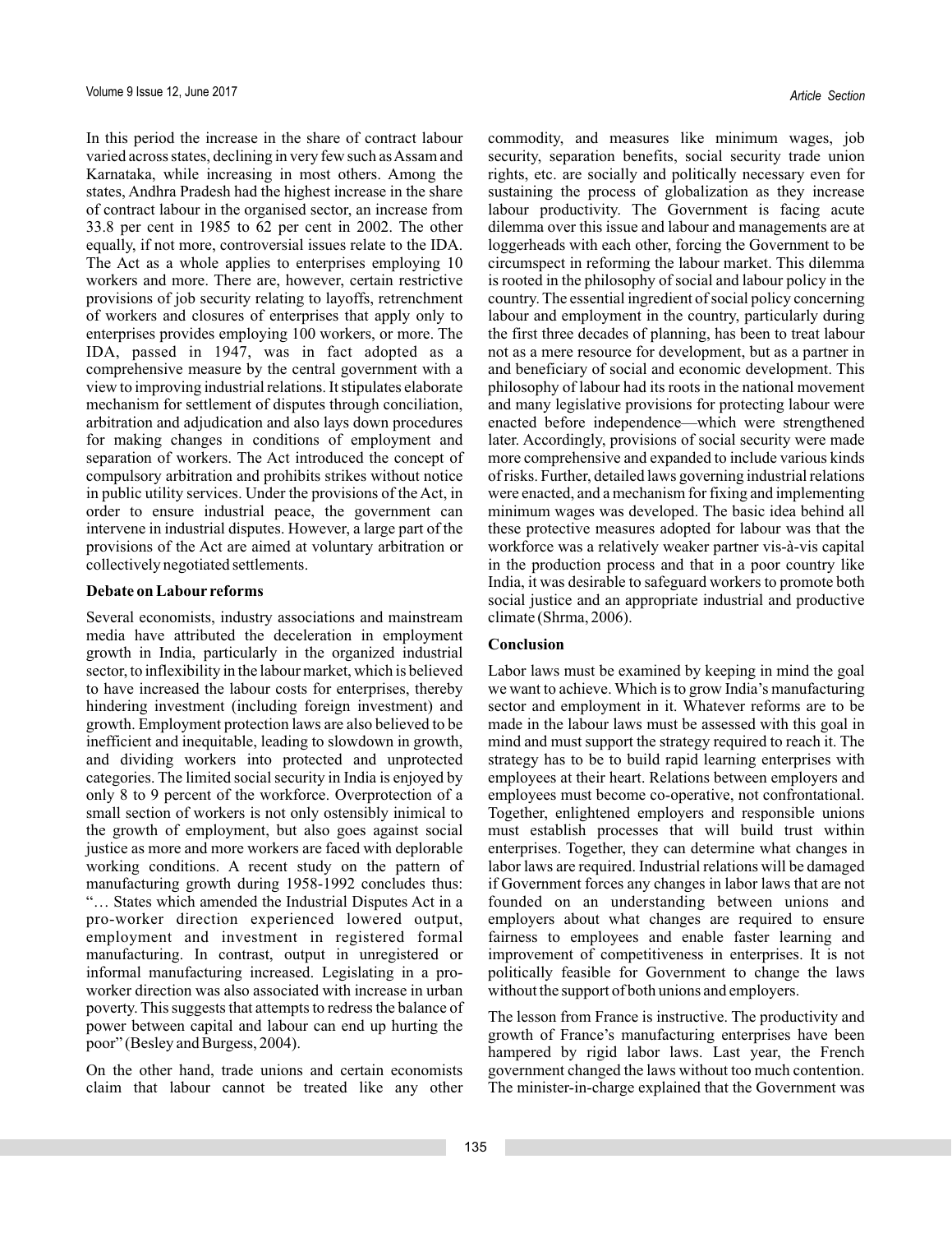In this period the increase in the share of contract labour varied across states, declining in very few such as Assam and Karnataka, while increasing in most others. Among the states, Andhra Pradesh had the highest increase in the share of contract labour in the organised sector, an increase from 33.8 per cent in 1985 to 62 per cent in 2002. The other equally, if not more, controversial issues relate to the IDA. The Act as a whole applies to enterprises employing 10 workers and more. There are, however, certain restrictive provisions of job security relating to layoffs, retrenchment of workers and closures of enterprises that apply only to enterprises provides employing 100 workers, or more. The IDA, passed in 1947, was in fact adopted as a comprehensive measure by the central government with a view to improving industrial relations. It stipulates elaborate mechanism for settlement of disputes through conciliation, arbitration and adjudication and also lays down procedures for making changes in conditions of employment and separation of workers. The Act introduced the concept of compulsory arbitration and prohibits strikes without notice in public utility services. Under the provisions of the Act, in order to ensure industrial peace, the government can intervene in industrial disputes. However, a large part of the provisions of the Act are aimed at voluntary arbitration or collectively negotiated settlements.

**Debate on Labour reforms**

Several economists, industry associations and mainstream media have attributed the deceleration in employment growth in India, particularly in the organized industrial sector, to inflexibility in the labour market, which is believed to have increased the labour costs for enterprises, thereby hindering investment (including foreign investment) and growth. Employment protection laws are also believed to be inefficient and inequitable, leading to slowdown in growth, and dividing workers into protected and unprotected categories. The limited social security in India is enjoyed by only 8 to 9 percent of the workforce. Overprotection of a small section of workers is not only ostensibly inimical to the growth of employment, but also goes against social justice as more and more workers are faced with deplorable working conditions. A recent study on the pattern of manufacturing growth during 1958-1992 concludes thus: "… States which amended the Industrial Disputes Act in a pro-worker direction experienced lowered output, employment and investment in registered formal manufacturing. In contrast, output in unregistered or informal manufacturing increased. Legislating in a pro-worker direction was also associated with increase in urban poverty. This suggests that attempts to redress the balance of power between capital and labour can end up hurting the poor" (Besley and Burgess, 2004).

On the other hand, trade unions and certain economists claim that labour cannot be treated like any other commodity, and measures like minimum wages, job security, separation benefits, social security trade union rights, etc. are socially and politically necessary even for sustaining the process of globalization as they increase labour productivity. The Government is facing acute dilemma over this issue and labour and managements are at loggerheads with each other, forcing the Government to be circumspect in reforming the labour market. This dilemma is rooted in the philosophy of social and labour policy in the country. The essential ingredient of social policy concerning labour and employment in the country, particularly during the first three decades of planning, has been to treat labour not as a mere resource for development, but as a partner in and beneficiary of social and economic development. This philosophy of labour had its roots in the national movement and many legislative provisions for protecting labour were enacted before independence—which were strengthened later. Accordingly, provisions of social security were made more comprehensive and expanded to include various kinds of risks. Further, detailed laws governing industrial relations were enacted, and a mechanism for fixing and implementing minimum wages was developed. The basic idea behind all these protective measures adopted for labour was that the workforce was a relatively weaker partner vis-à-vis capital in the production process and that in a poor country like India, it was desirable to safeguard workers to promote both social justice and an appropriate industrial and productive climate (Shrma, 2006).

**Conclusion**

Labor laws must be examined by keeping in mind the goal we want to achieve. Which is to grow India's manufacturing sector and employment in it. Whatever reforms are to be made in the labour laws must be assessed with this goal in mind and must support the strategy required to reach it. The strategy has to be to build rapid learning enterprises with employees at their heart. Relations between employers and employees must become co-operative, not confrontational. Together, enlightened employers and responsible unions must establish processes that will build trust within enterprises. Together, they can determine what changes in labor laws are required. Industrial relations will be damaged if Government forces any changes in labor laws that are not founded on an understanding between unions and employers about what changes are required to ensure fairness to employees and enable faster learning and improvement of competitiveness in enterprises. It is not politically feasible for Government to change the laws without the support of both unions and employers.

The lesson from France is instructive. The productivity and growth of France's manufacturing enterprises have been hampered by rigid labor laws. Last year, the French government changed the laws without too much contention. The minister-in-charge explained that the Government was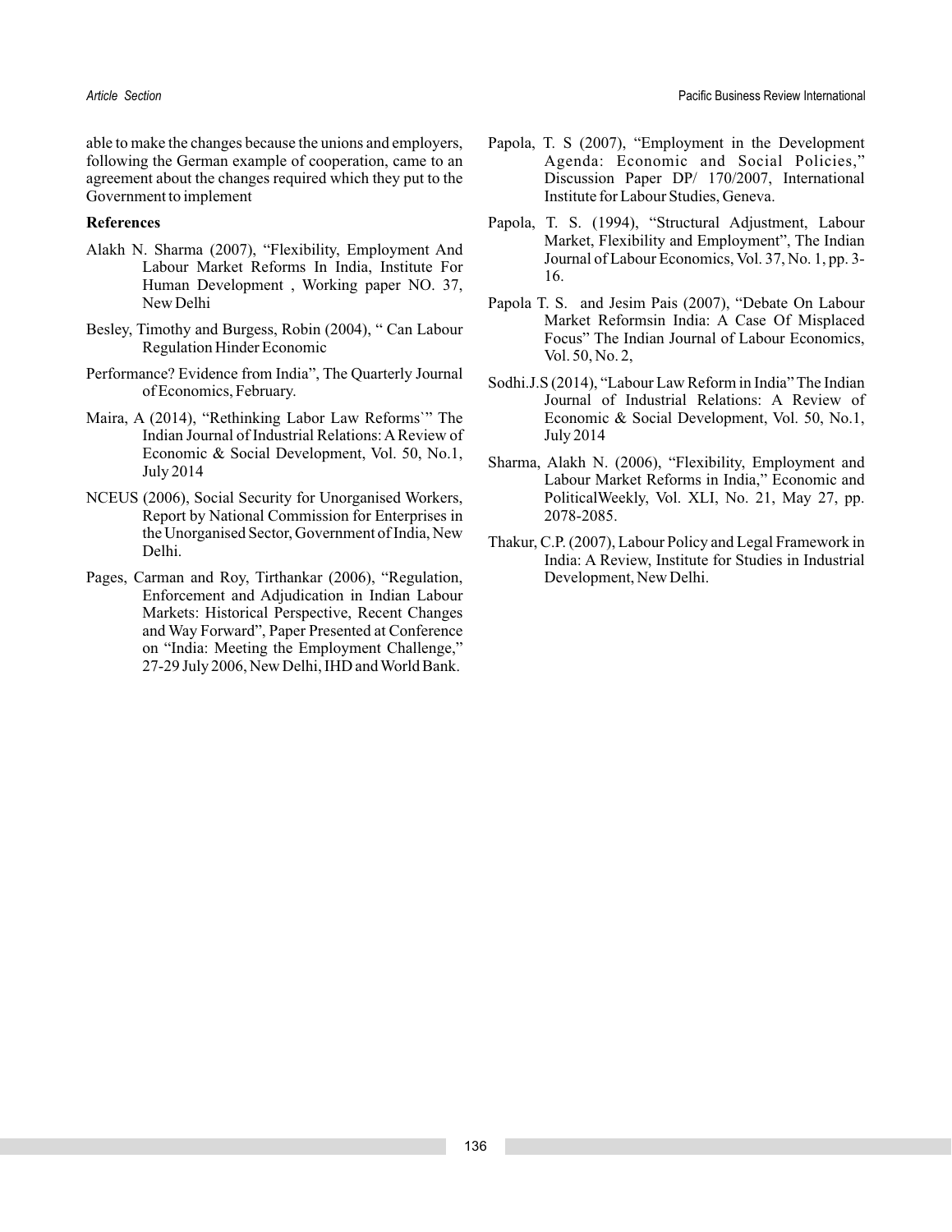able to make the changes because the unions and employers, following the German example of cooperation, came to an agreement about the changes required which they put to the Government to implement

**References**

Alakh N. Sharma (2007), "Flexibility, Employment And Labour Market Reforms In India, Institute For Human Development , Working paper NO. 37, New Delhi

Besley, Timothy and Burgess, Robin (2004), " Can Labour Regulation Hinder Economic

Performance? Evidence from India", The Quarterly Journal of Economics, February.

Maira, A (2014), "Rethinking Labor Law Reforms`" The Indian Journal of Industrial Relations: A Review of Economic & Social Development, Vol. 50, No.1, July 2014

NCEUS (2006), Social Security for Unorganised Workers, Report by National Commission for Enterprises in the Unorganised Sector, Government of India, New Delhi.

Pages, Carman and Roy, Tirthankar (2006), "Regulation, Enforcement and Adjudication in Indian Labour Markets: Historical Perspective, Recent Changes and Way Forward", Paper Presented at Conference on "India: Meeting the Employment Challenge," 27-29 July 2006, New Delhi, IHD and World Bank.

Papola, T. S (2007), "Employment in the Development Agenda: Economic and Social Policies," Discussion Paper DP/ 170/2007, International Institute for Labour Studies, Geneva.

Papola, T. S. (1994), "Structural Adjustment, Labour Market, Flexibility and Employment", The Indian Journal of Labour Economics, Vol. 37, No. 1, pp. 3-16.

Papola T. S. and Jesim Pais (2007), "Debate On Labour Market Reformsin India: A Case Of Misplaced Focus" The Indian Journal of Labour Economics, Vol. 50, No. 2,

Sodhi.J.S (2014), "Labour Law Reform in India" The Indian Journal of Industrial Relations: A Review of Economic & Social Development, Vol. 50, No.1, July 2014

Sharma, Alakh N. (2006), "Flexibility, Employment and Labour Market Reforms in India," Economic and PoliticalWeekly, Vol. XLI, No. 21, May 27, pp. 2078-2085.

Thakur, C.P. (2007), Labour Policy and Legal Framework in India: A Review, Institute for Studies in Industrial Development, New Delhi.